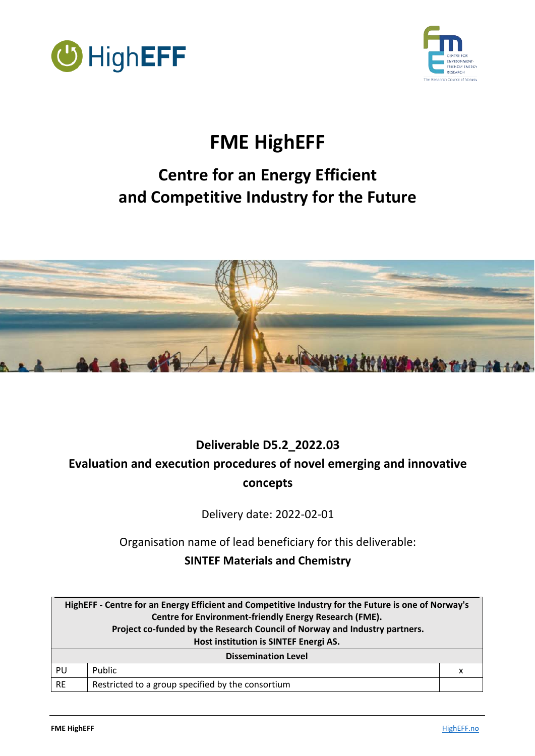# FME HighEFF

## Centre for an Energy Efficient and Competitive Industry for the Future

### Deliverable D5.2_2022.03

### Evaluation and execution procedures of novel emerging and innovative concepts

Delivery date: 2022-02-01

Organisation name of lead beneficiary for this deliverable:

**SINTEF Materials and Chemistry**

| HighEFF - Centre for an Energy Efficient and Competitive Industry for the Future is one of Norway's Centre for Environment-friendly Energy Research (FME). Project co-funded by the Research Council of Norway and Industry partners. Host institution is SINTEF Energi AS. | | |
|---|---|---|
| **Dissemination Level** | | |
| PU | Public | x |
| RE | Restricted to a group specified by the consortium | |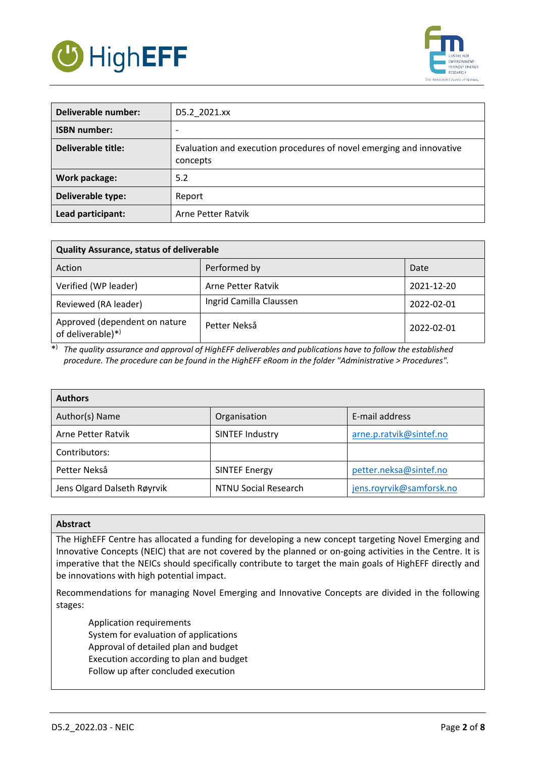| Deliverable number: | D5.2_2021.xx |
|---|---|
| ISBN number: | - |
| Deliverable title: | Evaluation and execution procedures of novel emerging and innovative concepts |
| Work package: | 5.2 |
| Deliverable type: | Report |
| Lead participant: | Arne Petter Ratvik |

| Quality Assurance, status of deliverable | | |
|---|---|---|
| Action | Performed by | Date |
| Verified (WP leader) | Arne Petter Ratvik | 2021-12-20 |
| Reviewed (RA leader) | Ingrid Camilla Claussen | 2022-02-01 |
| Approved (dependent on nature of deliverable)*) | Petter Nekså | 2022-02-01 |

*) *The quality assurance and approval of HighEFF deliverables and publications have to follow the established procedure. The procedure can be found in the HighEFF eRoom in the folder "Administrative > Procedures".*

| Authors | | |
|---|---|---|
| Author(s) Name | Organisation | E-mail address |
| Arne Petter Ratvik | SINTEF Industry | arne.p.ratvik@sintef.no |
| Contributors: | | |
| Petter Nekså | SINTEF Energy | petter.neksa@sintef.no |
| Jens Olgard Dalseth Røyrvik | NTNU Social Research | jens.royrvik@samforsk.no |

## Abstract

The HighEFF Centre has allocated a funding for developing a new concept targeting Novel Emerging and Innovative Concepts (NEIC) that are not covered by the planned or on-going activities in the Centre. It is imperative that the NEICs should specifically contribute to target the main goals of HighEFF directly and be innovations with high potential impact.

Recommendations for managing Novel Emerging and Innovative Concepts are divided in the following stages:

- Application requirements
- System for evaluation of applications
- Approval of detailed plan and budget
- Execution according to plan and budget
- Follow up after concluded execution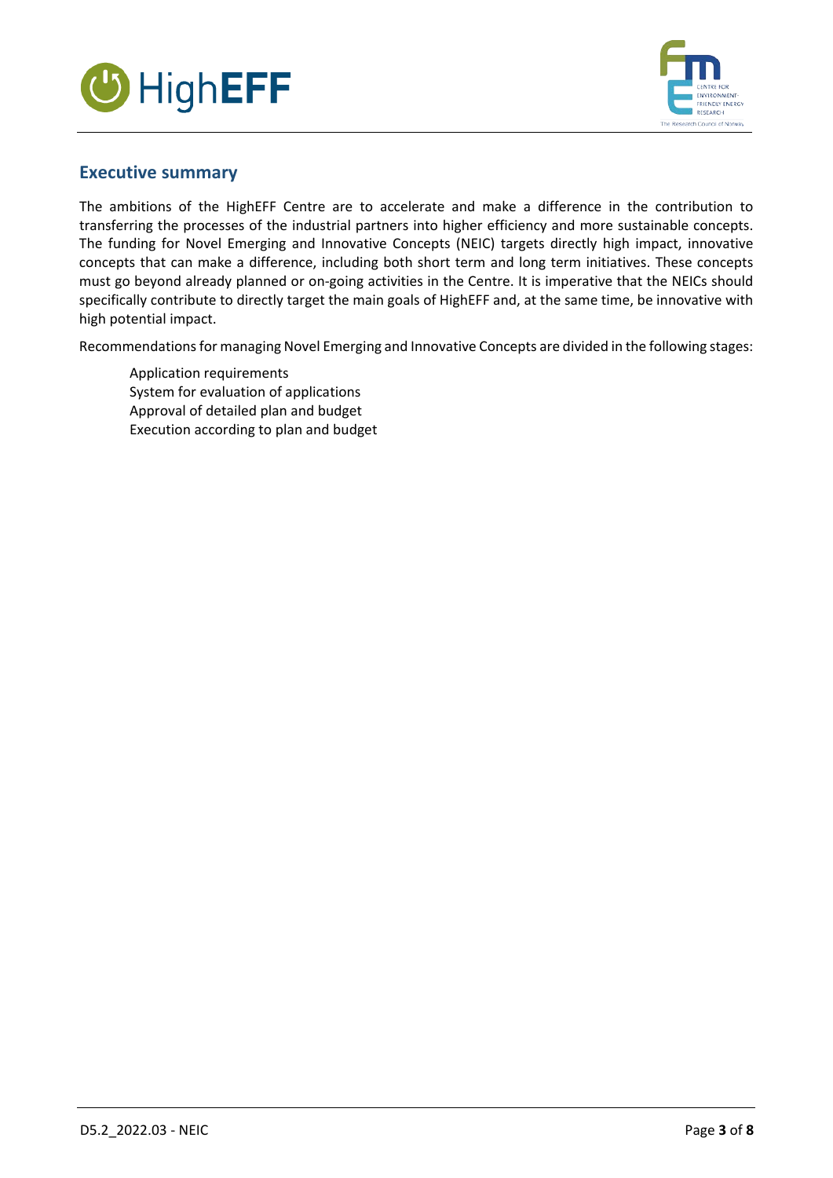## Executive summary

The ambitions of the HighEFF Centre are to accelerate and make a difference in the contribution to transferring the processes of the industrial partners into higher efficiency and more sustainable concepts. The funding for Novel Emerging and Innovative Concepts (NEIC) targets directly high impact, innovative concepts that can make a difference, including both short term and long term initiatives. These concepts must go beyond already planned or on-going activities in the Centre. It is imperative that the NEICs should specifically contribute to directly target the main goals of HighEFF and, at the same time, be innovative with high potential impact.

Recommendations for managing Novel Emerging and Innovative Concepts are divided in the following stages:

- Application requirements
- System for evaluation of applications
- Approval of detailed plan and budget
- Execution according to plan and budget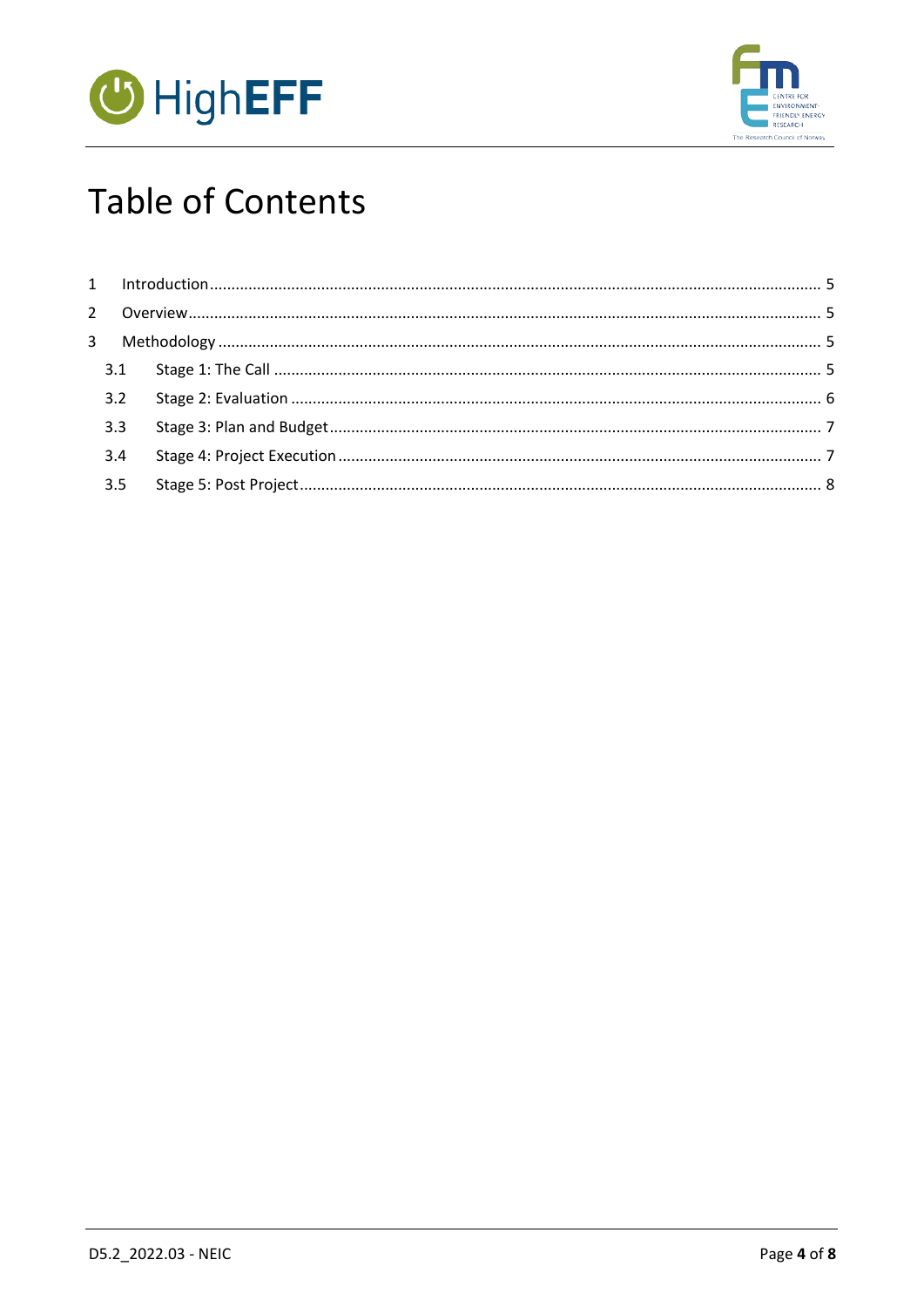# Table of Contents

| | | |
|---|---|---|
| 1 | Introduction | 5 |
| 2 | Overview | 5 |
| 3 | Methodology | 5 |
| 3.1 | Stage 1: The Call | 5 |
| 3.2 | Stage 2: Evaluation | 6 |
| 3.3 | Stage 3: Plan and Budget | 7 |
| 3.4 | Stage 4: Project Execution | 7 |
| 3.5 | Stage 5: Post Project | 8 |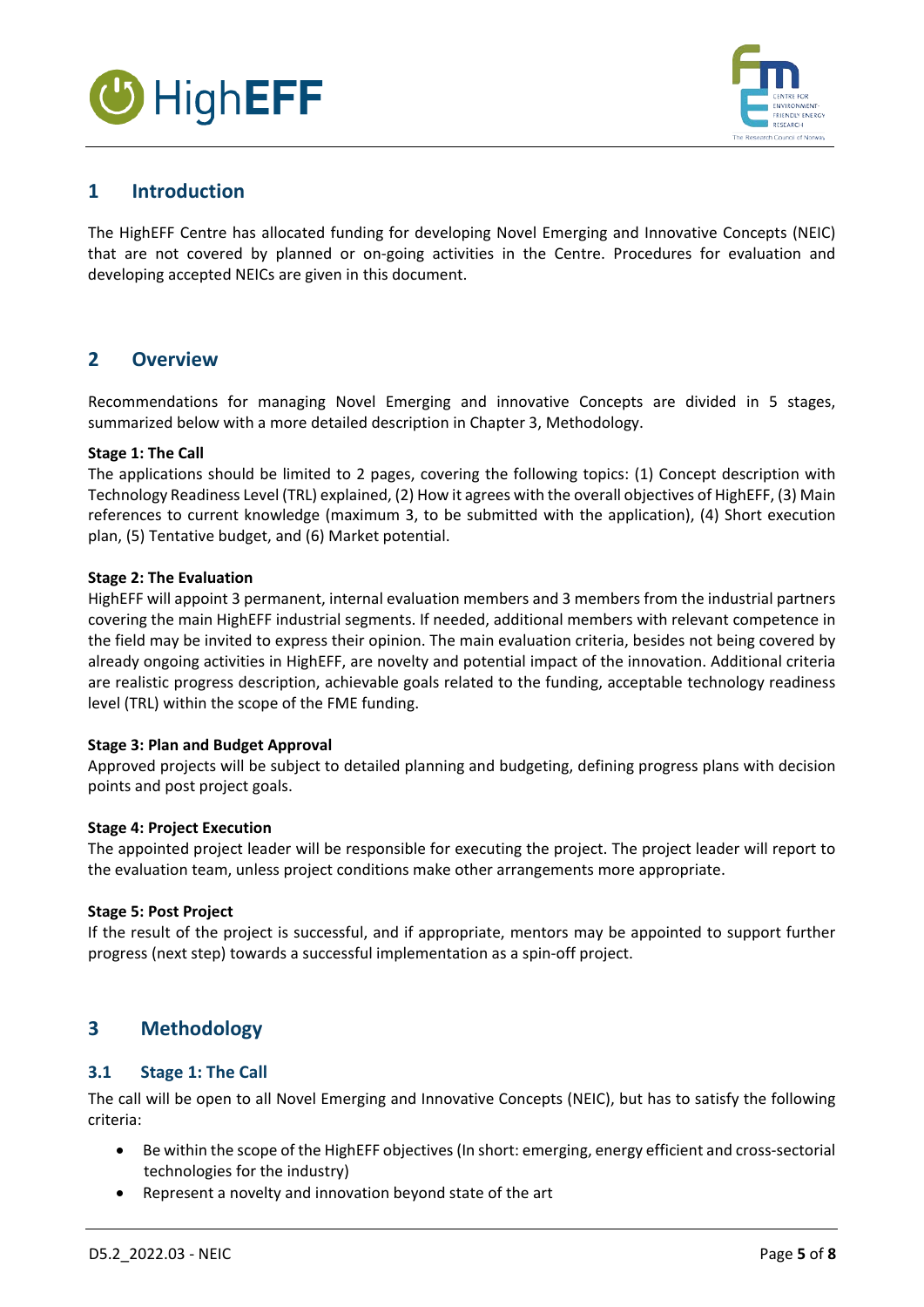# 1 Introduction

The HighEFF Centre has allocated funding for developing Novel Emerging and Innovative Concepts (NEIC) that are not covered by planned or on-going activities in the Centre. Procedures for evaluation and developing accepted NEICs are given in this document.

# 2 Overview

Recommendations for managing Novel Emerging and innovative Concepts are divided in 5 stages, summarized below with a more detailed description in Chapter 3, Methodology.

**Stage 1: The Call**
The applications should be limited to 2 pages, covering the following topics: (1) Concept description with Technology Readiness Level (TRL) explained, (2) How it agrees with the overall objectives of HighEFF, (3) Main references to current knowledge (maximum 3, to be submitted with the application), (4) Short execution plan, (5) Tentative budget, and (6) Market potential.

**Stage 2: The Evaluation**
HighEFF will appoint 3 permanent, internal evaluation members and 3 members from the industrial partners covering the main HighEFF industrial segments. If needed, additional members with relevant competence in the field may be invited to express their opinion. The main evaluation criteria, besides not being covered by already ongoing activities in HighEFF, are novelty and potential impact of the innovation. Additional criteria are realistic progress description, achievable goals related to the funding, acceptable technology readiness level (TRL) within the scope of the FME funding.

**Stage 3: Plan and Budget Approval**
Approved projects will be subject to detailed planning and budgeting, defining progress plans with decision points and post project goals.

**Stage 4: Project Execution**
The appointed project leader will be responsible for executing the project. The project leader will report to the evaluation team, unless project conditions make other arrangements more appropriate.

**Stage 5: Post Project**
If the result of the project is successful, and if appropriate, mentors may be appointed to support further progress (next step) towards a successful implementation as a spin-off project.

# 3 Methodology

## 3.1 Stage 1: The Call

The call will be open to all Novel Emerging and Innovative Concepts (NEIC), but has to satisfy the following criteria:

- Be within the scope of the HighEFF objectives (In short: emerging, energy efficient and cross-sectorial technologies for the industry)
- Represent a novelty and innovation beyond state of the art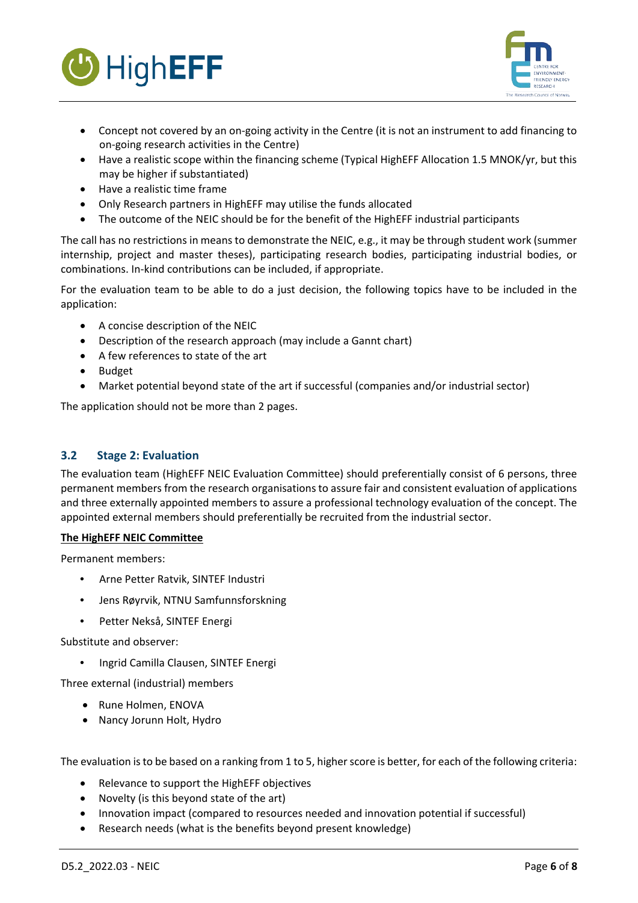- Concept not covered by an on-going activity in the Centre (it is not an instrument to add financing to on-going research activities in the Centre)
- Have a realistic scope within the financing scheme (Typical HighEFF Allocation 1.5 MNOK/yr, but this may be higher if substantiated)
- Have a realistic time frame
- Only Research partners in HighEFF may utilise the funds allocated
- The outcome of the NEIC should be for the benefit of the HighEFF industrial participants

The call has no restrictions in means to demonstrate the NEIC, e.g., it may be through student work (summer internship, project and master theses), participating research bodies, participating industrial bodies, or combinations. In-kind contributions can be included, if appropriate.

For the evaluation team to be able to do a just decision, the following topics have to be included in the application:

- A concise description of the NEIC
- Description of the research approach (may include a Gannt chart)
- A few references to state of the art
- Budget
- Market potential beyond state of the art if successful (companies and/or industrial sector)

The application should not be more than 2 pages.

## 3.2 Stage 2: Evaluation

The evaluation team (HighEFF NEIC Evaluation Committee) should preferentially consist of 6 persons, three permanent members from the research organisations to assure fair and consistent evaluation of applications and three externally appointed members to assure a professional technology evaluation of the concept. The appointed external members should preferentially be recruited from the industrial sector.

**The HighEFF NEIC Committee**

Permanent members:

- Arne Petter Ratvik, SINTEF Industri
- Jens Røyrvik, NTNU Samfunnsforskning
- Petter Nekså, SINTEF Energi

Substitute and observer:

- Ingrid Camilla Clausen, SINTEF Energi

Three external (industrial) members

- Rune Holmen, ENOVA
- Nancy Jorunn Holt, Hydro

The evaluation is to be based on a ranking from 1 to 5, higher score is better, for each of the following criteria:

- Relevance to support the HighEFF objectives
- Novelty (is this beyond state of the art)
- Innovation impact (compared to resources needed and innovation potential if successful)
- Research needs (what is the benefits beyond present knowledge)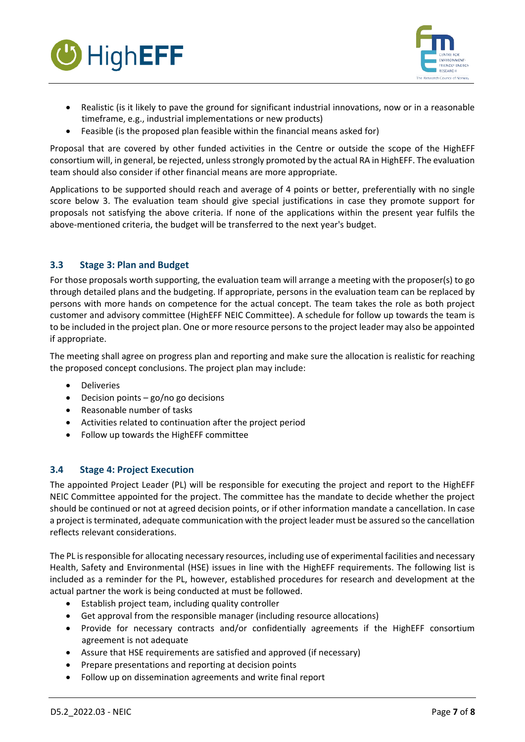- Realistic (is it likely to pave the ground for significant industrial innovations, now or in a reasonable timeframe, e.g., industrial implementations or new products)
- Feasible (is the proposed plan feasible within the financial means asked for)

Proposal that are covered by other funded activities in the Centre or outside the scope of the HighEFF consortium will, in general, be rejected, unless strongly promoted by the actual RA in HighEFF. The evaluation team should also consider if other financial means are more appropriate.

Applications to be supported should reach and average of 4 points or better, preferentially with no single score below 3. The evaluation team should give special justifications in case they promote support for proposals not satisfying the above criteria. If none of the applications within the present year fulfils the above-mentioned criteria, the budget will be transferred to the next year's budget.

## 3.3 Stage 3: Plan and Budget

For those proposals worth supporting, the evaluation team will arrange a meeting with the proposer(s) to go through detailed plans and the budgeting. If appropriate, persons in the evaluation team can be replaced by persons with more hands on competence for the actual concept. The team takes the role as both project customer and advisory committee (HighEFF NEIC Committee). A schedule for follow up towards the team is to be included in the project plan. One or more resource persons to the project leader may also be appointed if appropriate.

The meeting shall agree on progress plan and reporting and make sure the allocation is realistic for reaching the proposed concept conclusions. The project plan may include:

- Deliveries
- Decision points – go/no go decisions
- Reasonable number of tasks
- Activities related to continuation after the project period
- Follow up towards the HighEFF committee

## 3.4 Stage 4: Project Execution

The appointed Project Leader (PL) will be responsible for executing the project and report to the HighEFF NEIC Committee appointed for the project. The committee has the mandate to decide whether the project should be continued or not at agreed decision points, or if other information mandate a cancellation. In case a project is terminated, adequate communication with the project leader must be assured so the cancellation reflects relevant considerations.

The PL is responsible for allocating necessary resources, including use of experimental facilities and necessary Health, Safety and Environmental (HSE) issues in line with the HighEFF requirements. The following list is included as a reminder for the PL, however, established procedures for research and development at the actual partner the work is being conducted at must be followed.

- Establish project team, including quality controller
- Get approval from the responsible manager (including resource allocations)
- Provide for necessary contracts and/or confidentially agreements if the HighEFF consortium agreement is not adequate
- Assure that HSE requirements are satisfied and approved (if necessary)
- Prepare presentations and reporting at decision points
- Follow up on dissemination agreements and write final report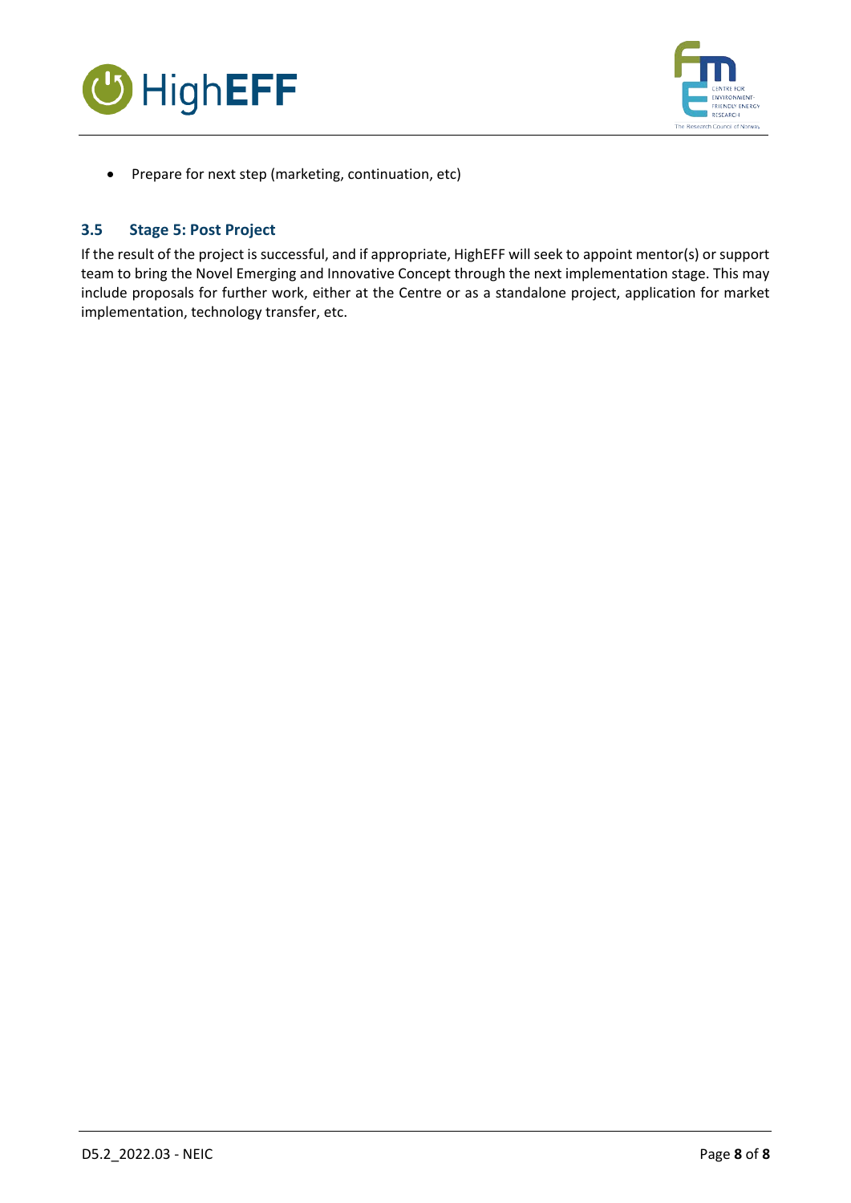- Prepare for next step (marketing, continuation, etc)

### 3.5 Stage 5: Post Project

If the result of the project is successful, and if appropriate, HighEFF will seek to appoint mentor(s) or support team to bring the Novel Emerging and Innovative Concept through the next implementation stage. This may include proposals for further work, either at the Centre or as a standalone project, application for market implementation, technology transfer, etc.